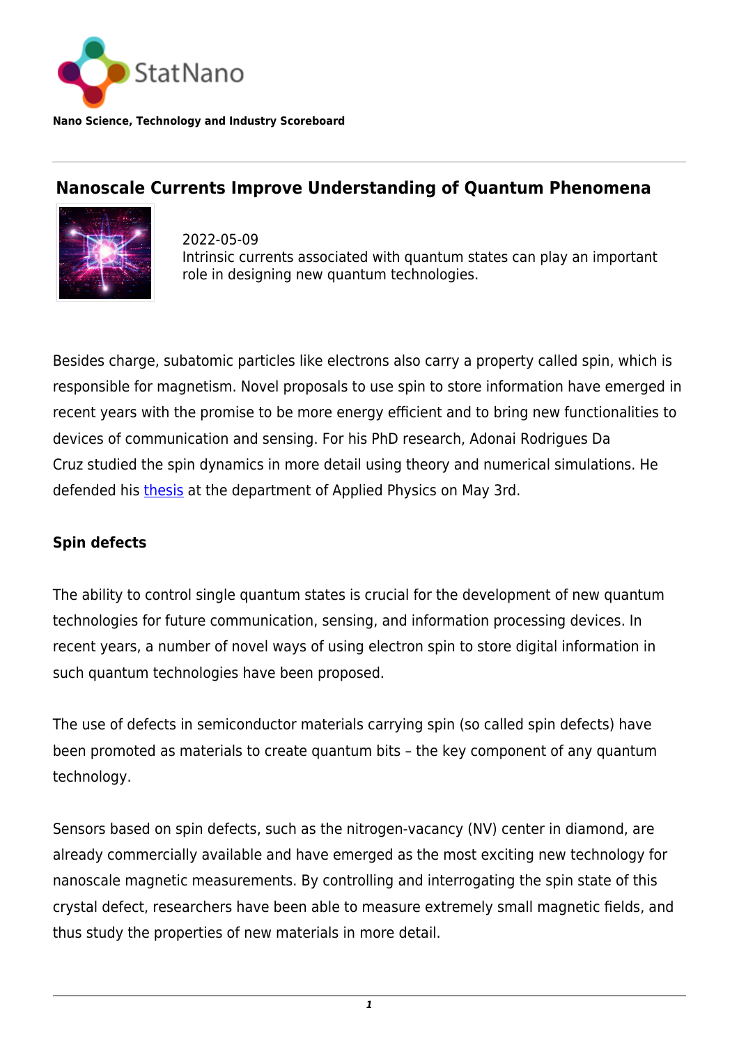StatNano

**Nano Science, Technology and Industry Scoreboard**

## Nanoscale Currents Improve Understanding of Quantum Phenomena

2022-05-09

Intrinsic currents associated with quantum states can play an important role in designing new quantum technologies.

Besides charge, subatomic particles like electrons also carry a property called spin, which is responsible for magnetism. Novel proposals to use spin to store information have emerged in recent years with the promise to be more energy efficient and to bring new functionalities to devices of communication and sensing. For his PhD research, Adonai Rodrigues Da Cruz studied the spin dynamics in more detail using theory and numerical simulations. He defended his thesis at the department of Applied Physics on May 3rd.

### Spin defects

The ability to control single quantum states is crucial for the development of new quantum technologies for future communication, sensing, and information processing devices. In recent years, a number of novel ways of using electron spin to store digital information in such quantum technologies have been proposed.

The use of defects in semiconductor materials carrying spin (so called spin defects) have been promoted as materials to create quantum bits – the key component of any quantum technology.

Sensors based on spin defects, such as the nitrogen-vacancy (NV) center in diamond, are already commercially available and have emerged as the most exciting new technology for nanoscale magnetic measurements. By controlling and interrogating the spin state of this crystal defect, researchers have been able to measure extremely small magnetic fields, and thus study the properties of new materials in more detail.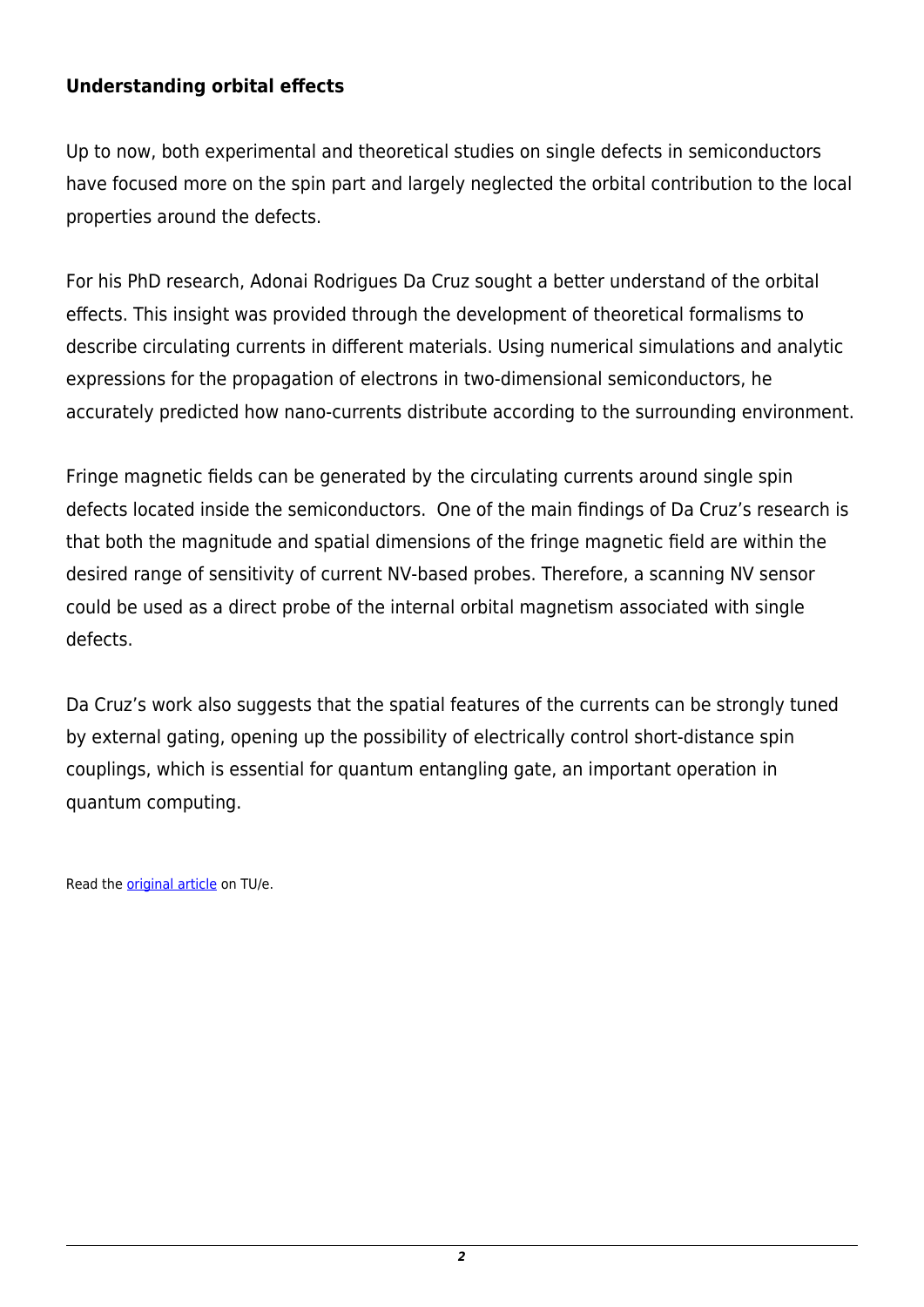### Understanding orbital effects

Up to now, both experimental and theoretical studies on single defects in semiconductors have focused more on the spin part and largely neglected the orbital contribution to the local properties around the defects.

For his PhD research, Adonai Rodrigues Da Cruz sought a better understand of the orbital effects. This insight was provided through the development of theoretical formalisms to describe circulating currents in different materials. Using numerical simulations and analytic expressions for the propagation of electrons in two-dimensional semiconductors, he accurately predicted how nano-currents distribute according to the surrounding environment.

Fringe magnetic fields can be generated by the circulating currents around single spin defects located inside the semiconductors.  One of the main findings of Da Cruz's research is that both the magnitude and spatial dimensions of the fringe magnetic field are within the desired range of sensitivity of current NV-based probes. Therefore, a scanning NV sensor could be used as a direct probe of the internal orbital magnetism associated with single defects.

Da Cruz's work also suggests that the spatial features of the currents can be strongly tuned by external gating, opening up the possibility of electrically control short-distance spin couplings, which is essential for quantum entangling gate, an important operation in quantum computing.

Read the original article on TU/e.